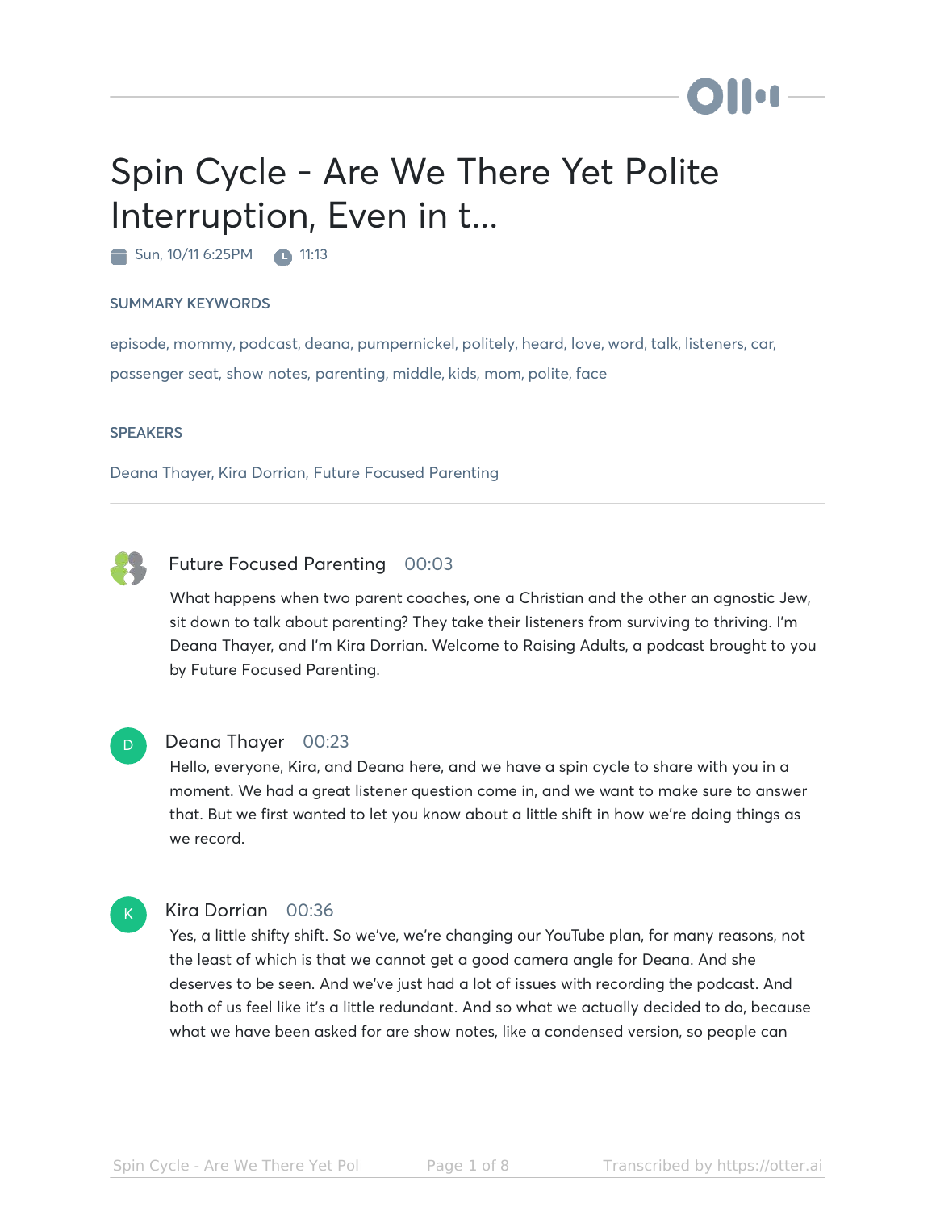# Spin Cycle - Are We There Yet Polite Interruption, Even in t...

Sun, 10/11 6:25PM  11:13

## SUMMARY KEYWORDS

episode, mommy, podcast, deana, pumpernickel, politely, heard, love, word, talk, listeners, car, passenger seat, show notes, parenting, middle, kids, mom, polite, face

## SPEAKERS

Deana Thayer, Kira Dorrian, Future Focused Parenting

---

**Future Focused Parenting** 00:03

What happens when two parent coaches, one a Christian and the other an agnostic Jew, sit down to talk about parenting? They take their listeners from surviving to thriving. I'm Deana Thayer, and I'm Kira Dorrian. Welcome to Raising Adults, a podcast brought to you by Future Focused Parenting.

**Deana Thayer** 00:23

Hello, everyone, Kira, and Deana here, and we have a spin cycle to share with you in a moment. We had a great listener question come in, and we want to make sure to answer that. But we first wanted to let you know about a little shift in how we're doing things as we record.

**Kira Dorrian** 00:36

Yes, a little shifty shift. So we've, we're changing our YouTube plan, for many reasons, not the least of which is that we cannot get a good camera angle for Deana. And she deserves to be seen. And we've just had a lot of issues with recording the podcast. And both of us feel like it's a little redundant. And so what we actually decided to do, because what we have been asked for are show notes, like a condensed version, so people can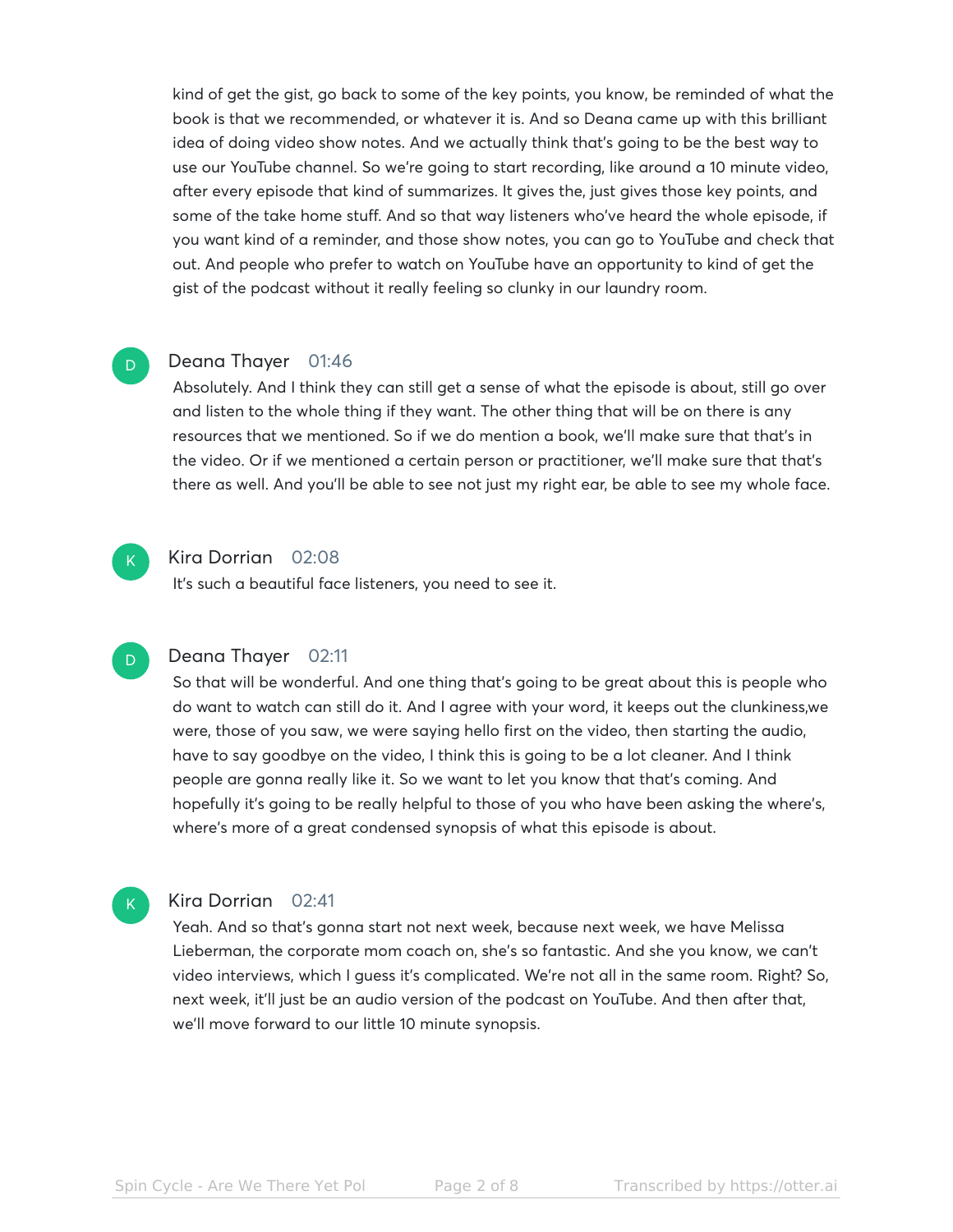kind of get the gist, go back to some of the key points, you know, be reminded of what the book is that we recommended, or whatever it is. And so Deana came up with this brilliant idea of doing video show notes. And we actually think that's going to be the best way to use our YouTube channel. So we're going to start recording, like around a 10 minute video, after every episode that kind of summarizes. It gives the, just gives those key points, and some of the take home stuff. And so that way listeners who've heard the whole episode, if you want kind of a reminder, and those show notes, you can go to YouTube and check that out. And people who prefer to watch on YouTube have an opportunity to kind of get the gist of the podcast without it really feeling so clunky in our laundry room.

**Deana Thayer** 01:46

Absolutely. And I think they can still get a sense of what the episode is about, still go over and listen to the whole thing if they want. The other thing that will be on there is any resources that we mentioned. So if we do mention a book, we'll make sure that that's in the video. Or if we mentioned a certain person or practitioner, we'll make sure that that's there as well. And you'll be able to see not just my right ear, be able to see my whole face.

**Kira Dorrian** 02:08

It's such a beautiful face listeners, you need to see it.

**Deana Thayer** 02:11

So that will be wonderful. And one thing that's going to be great about this is people who do want to watch can still do it. And I agree with your word, it keeps out the clunkiness,we were, those of you saw, we were saying hello first on the video, then starting the audio, have to say goodbye on the video, I think this is going to be a lot cleaner. And I think people are gonna really like it. So we want to let you know that that's coming. And hopefully it's going to be really helpful to those of you who have been asking the where's, where's more of a great condensed synopsis of what this episode is about.

**Kira Dorrian** 02:41

Yeah. And so that's gonna start not next week, because next week, we have Melissa Lieberman, the corporate mom coach on, she's so fantastic. And she you know, we can't video interviews, which I guess it's complicated. We're not all in the same room. Right? So, next week, it'll just be an audio version of the podcast on YouTube. And then after that, we'll move forward to our little 10 minute synopsis.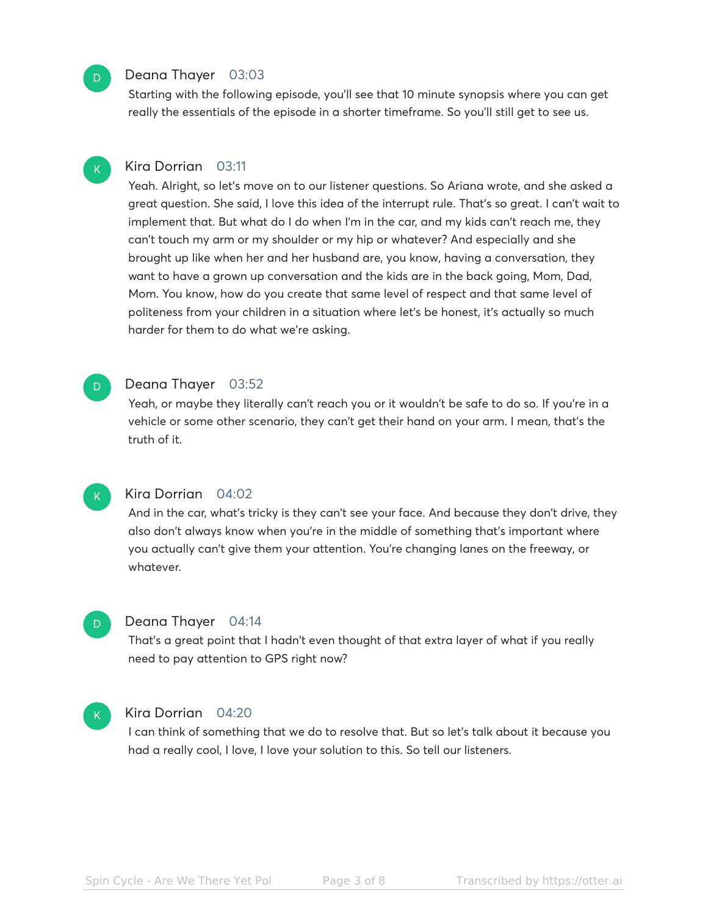**Deana Thayer** 03:03

Starting with the following episode, you'll see that 10 minute synopsis where you can get really the essentials of the episode in a shorter timeframe. So you'll still get to see us.

**Kira Dorrian** 03:11

Yeah. Alright, so let's move on to our listener questions. So Ariana wrote, and she asked a great question. She said, I love this idea of the interrupt rule. That's so great. I can't wait to implement that. But what do I do when I'm in the car, and my kids can't reach me, they can't touch my arm or my shoulder or my hip or whatever? And especially and she brought up like when her and her husband are, you know, having a conversation, they want to have a grown up conversation and the kids are in the back going, Mom, Dad, Mom. You know, how do you create that same level of respect and that same level of politeness from your children in a situation where let's be honest, it's actually so much harder for them to do what we're asking.

**Deana Thayer** 03:52

Yeah, or maybe they literally can't reach you or it wouldn't be safe to do so. If you're in a vehicle or some other scenario, they can't get their hand on your arm. I mean, that's the truth of it.

**Kira Dorrian** 04:02

And in the car, what's tricky is they can't see your face. And because they don't drive, they also don't always know when you're in the middle of something that's important where you actually can't give them your attention. You're changing lanes on the freeway, or whatever.

**Deana Thayer** 04:14

That's a great point that I hadn't even thought of that extra layer of what if you really need to pay attention to GPS right now?

**Kira Dorrian** 04:20

I can think of something that we do to resolve that. But so let's talk about it because you had a really cool, I love, I love your solution to this. So tell our listeners.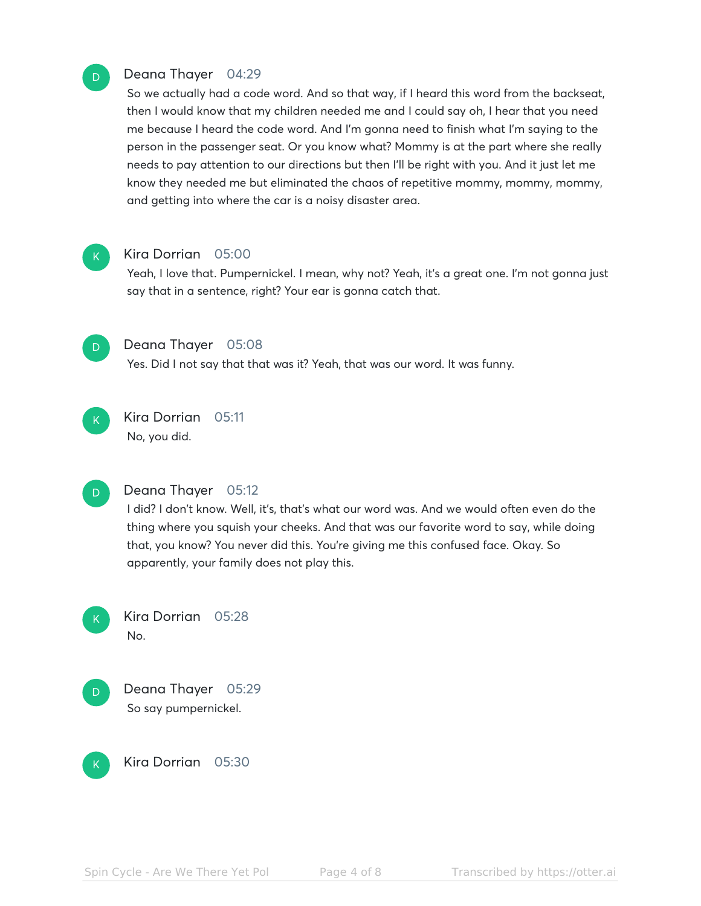**Deana Thayer** 04:29

So we actually had a code word. And so that way, if I heard this word from the backseat, then I would know that my children needed me and I could say oh, I hear that you need me because I heard the code word. And I'm gonna need to finish what I'm saying to the person in the passenger seat. Or you know what? Mommy is at the part where she really needs to pay attention to our directions but then I'll be right with you. And it just let me know they needed me but eliminated the chaos of repetitive mommy, mommy, mommy, and getting into where the car is a noisy disaster area.

**Kira Dorrian** 05:00

Yeah, I love that. Pumpernickel. I mean, why not? Yeah, it's a great one. I'm not gonna just say that in a sentence, right? Your ear is gonna catch that.

**Deana Thayer** 05:08

Yes. Did I not say that that was it? Yeah, that was our word. It was funny.

**Kira Dorrian** 05:11

No, you did.

**Deana Thayer** 05:12

I did? I don't know. Well, it's, that's what our word was. And we would often even do the thing where you squish your cheeks. And that was our favorite word to say, while doing that, you know? You never did this. You're giving me this confused face. Okay. So apparently, your family does not play this.

**Kira Dorrian** 05:28

No.

**Deana Thayer** 05:29

So say pumpernickel.

**Kira Dorrian** 05:30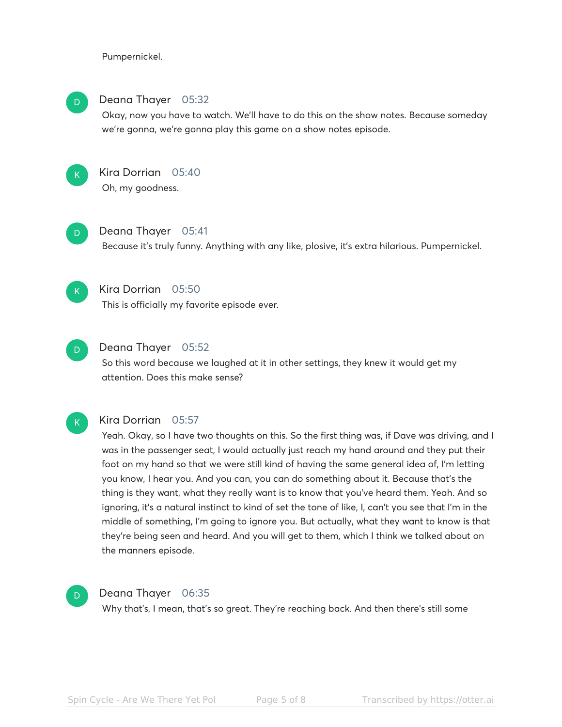Pumpernickel.

**Deana Thayer** 05:32
Okay, now you have to watch. We'll have to do this on the show notes. Because someday we're gonna, we're gonna play this game on a show notes episode.

**Kira Dorrian** 05:40
Oh, my goodness.

**Deana Thayer** 05:41
Because it's truly funny. Anything with any like, plosive, it's extra hilarious. Pumpernickel.

**Kira Dorrian** 05:50
This is officially my favorite episode ever.

**Deana Thayer** 05:52
So this word because we laughed at it in other settings, they knew it would get my attention. Does this make sense?

**Kira Dorrian** 05:57
Yeah. Okay, so I have two thoughts on this. So the first thing was, if Dave was driving, and I was in the passenger seat, I would actually just reach my hand around and they put their foot on my hand so that we were still kind of having the same general idea of, I'm letting you know, I hear you. And you can, you can do something about it. Because that's the thing is they want, what they really want is to know that you've heard them. Yeah. And so ignoring, it's a natural instinct to kind of set the tone of like, I, can't you see that I'm in the middle of something, I'm going to ignore you. But actually, what they want to know is that they're being seen and heard. And you will get to them, which I think we talked about on the manners episode.

**Deana Thayer** 06:35
Why that's, I mean, that's so great. They're reaching back. And then there's still some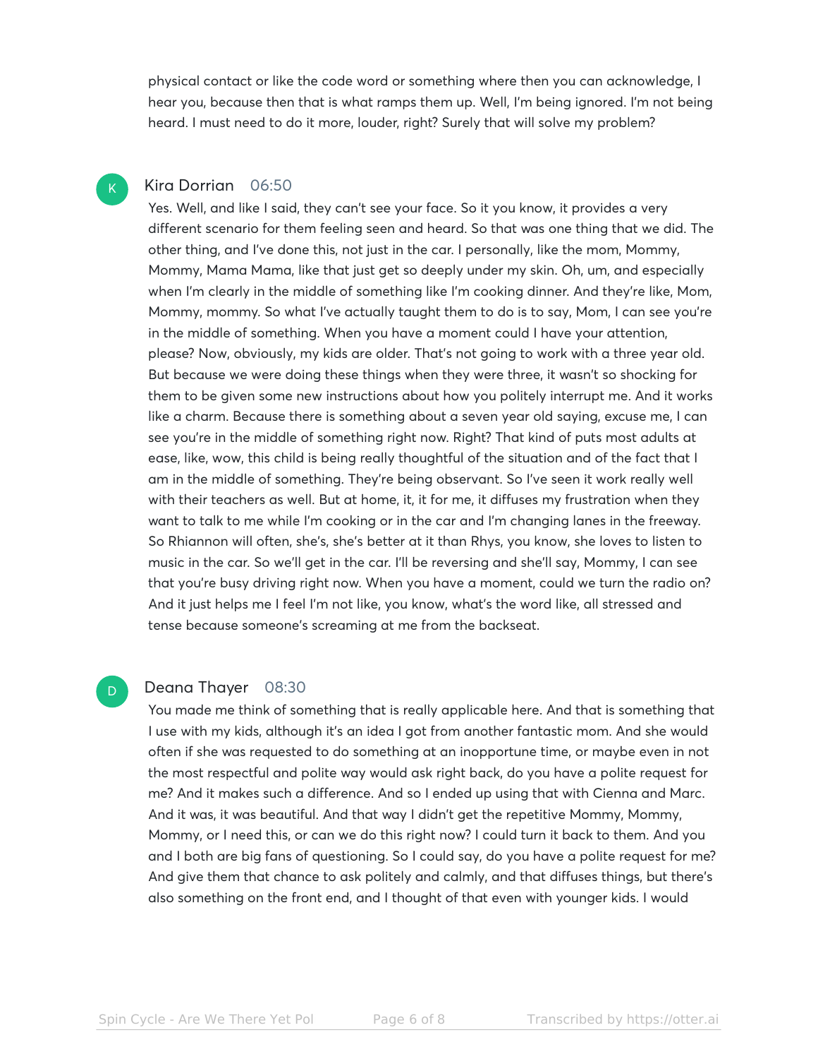physical contact or like the code word or something where then you can acknowledge, I hear you, because then that is what ramps them up. Well, I'm being ignored. I'm not being heard. I must need to do it more, louder, right? Surely that will solve my problem?

**Kira Dorrian** 06:50

Yes. Well, and like I said, they can't see your face. So it you know, it provides a very different scenario for them feeling seen and heard. So that was one thing that we did. The other thing, and I've done this, not just in the car. I personally, like the mom, Mommy, Mommy, Mama Mama, like that just get so deeply under my skin. Oh, um, and especially when I'm clearly in the middle of something like I'm cooking dinner. And they're like, Mom, Mommy, mommy. So what I've actually taught them to do is to say, Mom, I can see you're in the middle of something. When you have a moment could I have your attention, please? Now, obviously, my kids are older. That's not going to work with a three year old. But because we were doing these things when they were three, it wasn't so shocking for them to be given some new instructions about how you politely interrupt me. And it works like a charm. Because there is something about a seven year old saying, excuse me, I can see you're in the middle of something right now. Right? That kind of puts most adults at ease, like, wow, this child is being really thoughtful of the situation and of the fact that I am in the middle of something. They're being observant. So I've seen it work really well with their teachers as well. But at home, it, it for me, it diffuses my frustration when they want to talk to me while I'm cooking or in the car and I'm changing lanes in the freeway. So Rhiannon will often, she's, she's better at it than Rhys, you know, she loves to listen to music in the car. So we'll get in the car. I'll be reversing and she'll say, Mommy, I can see that you're busy driving right now. When you have a moment, could we turn the radio on? And it just helps me I feel I'm not like, you know, what's the word like, all stressed and tense because someone's screaming at me from the backseat.

**Deana Thayer** 08:30

You made me think of something that is really applicable here. And that is something that I use with my kids, although it's an idea I got from another fantastic mom. And she would often if she was requested to do something at an inopportune time, or maybe even in not the most respectful and polite way would ask right back, do you have a polite request for me? And it makes such a difference. And so I ended up using that with Cienna and Marc. And it was, it was beautiful. And that way I didn't get the repetitive Mommy, Mommy, Mommy, or I need this, or can we do this right now? I could turn it back to them. And you and I both are big fans of questioning. So I could say, do you have a polite request for me? And give them that chance to ask politely and calmly, and that diffuses things, but there's also something on the front end, and I thought of that even with younger kids. I would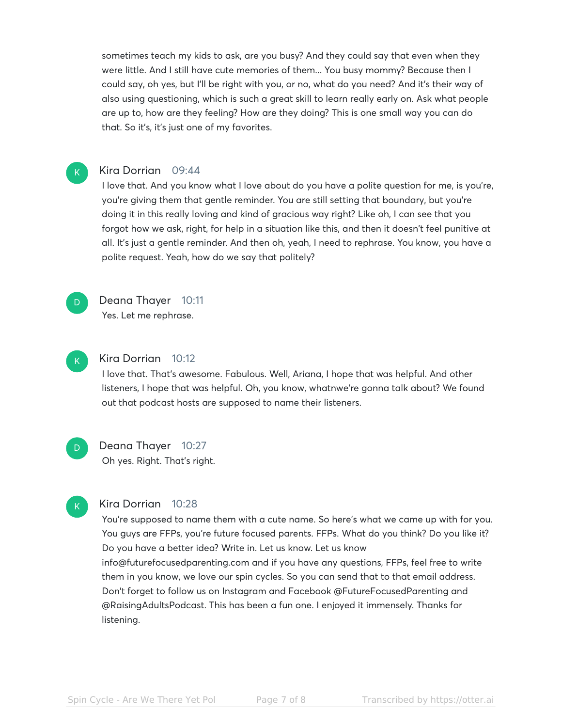sometimes teach my kids to ask, are you busy? And they could say that even when they were little. And I still have cute memories of them... You busy mommy? Because then I could say, oh yes, but I'll be right with you, or no, what do you need? And it's their way of also using questioning, which is such a great skill to learn really early on. Ask what people are up to, how are they feeling? How are they doing? This is one small way you can do that. So it's, it's just one of my favorites.

**Kira Dorrian** 09:44

I love that. And you know what I love about do you have a polite question for me, is you're, you're giving them that gentle reminder. You are still setting that boundary, but you're doing it in this really loving and kind of gracious way right? Like oh, I can see that you forgot how we ask, right, for help in a situation like this, and then it doesn't feel punitive at all. It's just a gentle reminder. And then oh, yeah, I need to rephrase. You know, you have a polite request. Yeah, how do we say that politely?

**Deana Thayer** 10:11

Yes. Let me rephrase.

**Kira Dorrian** 10:12

I love that. That's awesome. Fabulous. Well, Ariana, I hope that was helpful. And other listeners, I hope that was helpful. Oh, you know, whatnwe're gonna talk about? We found out that podcast hosts are supposed to name their listeners.

**Deana Thayer** 10:27

Oh yes. Right. That's right.

**Kira Dorrian** 10:28

You're supposed to name them with a cute name. So here's what we came up with for you. You guys are FFPs, you're future focused parents. FFPs. What do you think? Do you like it? Do you have a better idea? Write in. Let us know. Let us know info@futurefocusedparenting.com and if you have any questions, FFPs, feel free to write them in you know, we love our spin cycles. So you can send that to that email address. Don't forget to follow us on Instagram and Facebook @FutureFocusedParenting and @RaisingAdultsPodcast. This has been a fun one. I enjoyed it immensely. Thanks for listening.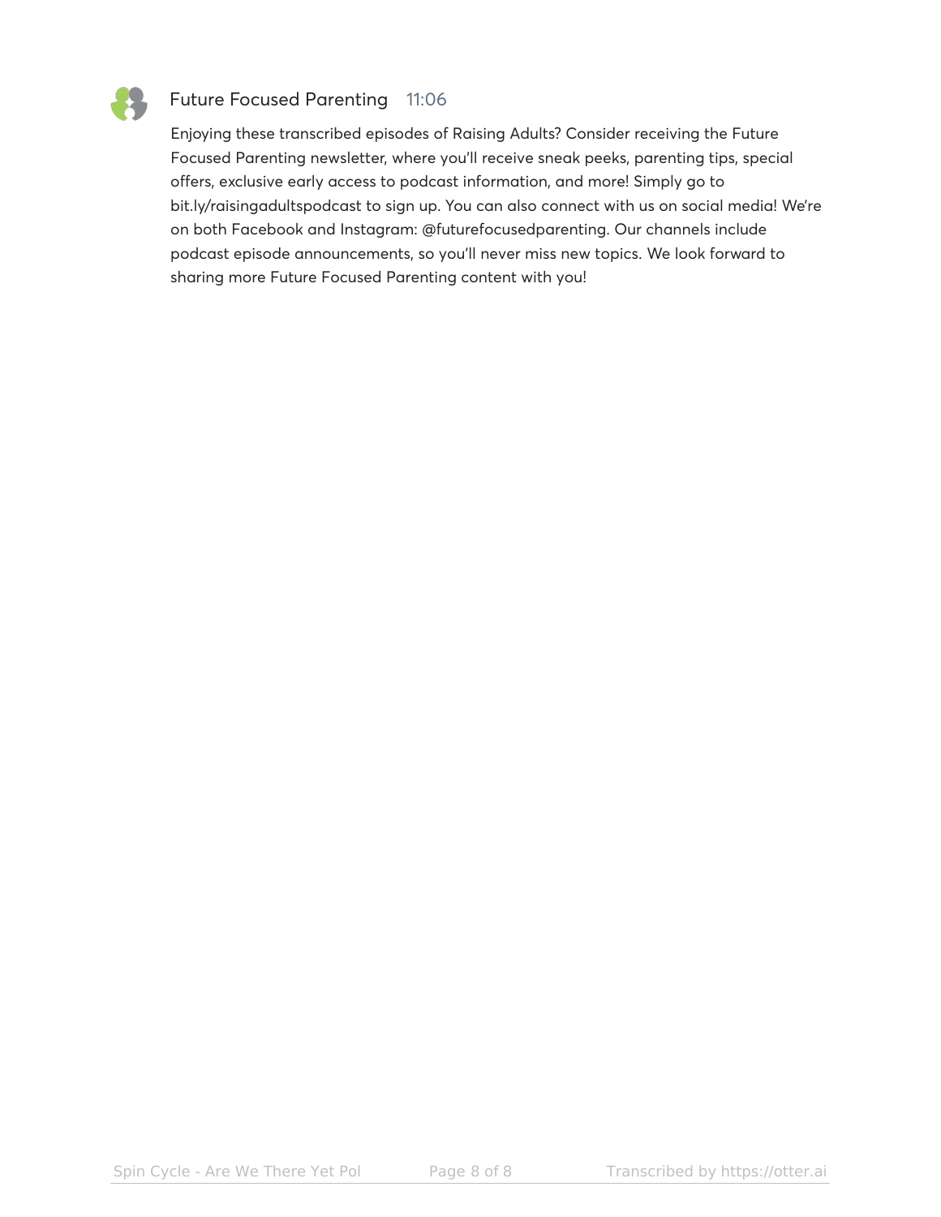Future Focused Parenting 11:06

Enjoying these transcribed episodes of Raising Adults? Consider receiving the Future Focused Parenting newsletter, where you'll receive sneak peeks, parenting tips, special offers, exclusive early access to podcast information, and more! Simply go to bit.ly/raisingadultspodcast to sign up. You can also connect with us on social media! We're on both Facebook and Instagram: @futurefocusedparenting. Our channels include podcast episode announcements, so you'll never miss new topics. We look forward to sharing more Future Focused Parenting content with you!